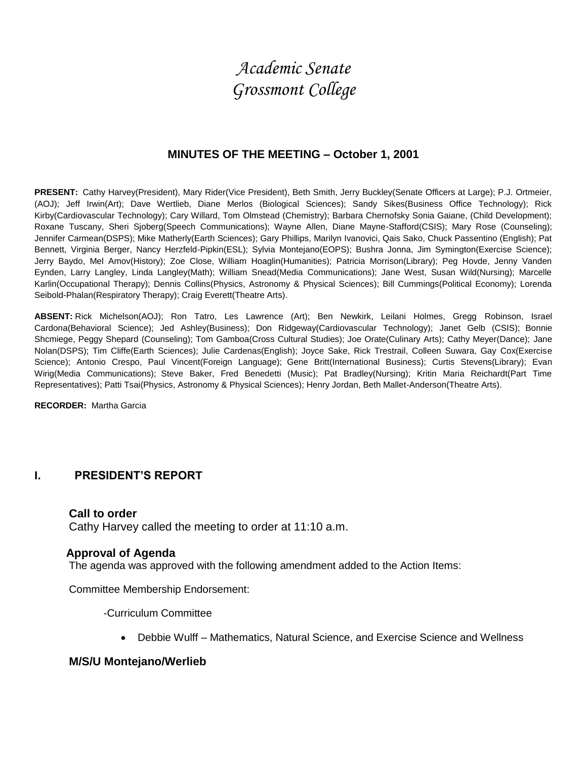# *Academic Senate*
# *Grossmont College*

## MINUTES OF THE MEETING – October 1, 2001

**PRESENT:** Cathy Harvey(President), Mary Rider(Vice President), Beth Smith, Jerry Buckley(Senate Officers at Large); P.J. Ortmeier, (AOJ); Jeff Irwin(Art); Dave Wertlieb, Diane Merlos (Biological Sciences); Sandy Sikes(Business Office Technology); Rick Kirby(Cardiovascular Technology); Cary Willard, Tom Olmstead (Chemistry); Barbara Chernofsky Sonia Gaiane, (Child Development); Roxane Tuscany, Sheri Sjoberg(Speech Communications); Wayne Allen, Diane Mayne-Stafford(CSIS); Mary Rose (Counseling); Jennifer Carmean(DSPS); Mike Matherly(Earth Sciences); Gary Phillips, Marilyn Ivanovici, Qais Sako, Chuck Passentino (English); Pat Bennett, Virginia Berger, Nancy Herzfeld-Pipkin(ESL); Sylvia Montejano(EOPS); Bushra Jonna, Jim Symington(Exercise Science); Jerry Baydo, Mel Amov(History); Zoe Close, William Hoaglin(Humanities); Patricia Morrison(Library); Peg Hovde, Jenny Vanden Eynden, Larry Langley, Linda Langley(Math); William Snead(Media Communications); Jane West, Susan Wild(Nursing); Marcelle Karlin(Occupational Therapy); Dennis Collins(Physics, Astronomy & Physical Sciences); Bill Cummings(Political Economy); Lorenda Seibold-Phalan(Respiratory Therapy); Craig Everett(Theatre Arts).

**ABSENT:** Rick Michelson(AOJ); Ron Tatro, Les Lawrence (Art); Ben Newkirk, Leilani Holmes, Gregg Robinson, Israel Cardona(Behavioral Science); Jed Ashley(Business); Don Ridgeway(Cardiovascular Technology); Janet Gelb (CSIS); Bonnie Shcmiege, Peggy Shepard (Counseling); Tom Gamboa(Cross Cultural Studies); Joe Orate(Culinary Arts); Cathy Meyer(Dance); Jane Nolan(DSPS); Tim Cliffe(Earth Sciences); Julie Cardenas(English); Joyce Sake, Rick Trestrail, Colleen Suwara, Gay Cox(Exercise Science); Antonio Crespo, Paul Vincent(Foreign Language); Gene Britt(International Business); Curtis Stevens(Library); Evan Wirig(Media Communications); Steve Baker, Fred Benedetti (Music); Pat Bradley(Nursing); Kritin Maria Reichardt(Part Time Representatives); Patti Tsai(Physics, Astronomy & Physical Sciences); Henry Jordan, Beth Mallet-Anderson(Theatre Arts).

**RECORDER:** Martha Garcia

## I. PRESIDENT'S REPORT

### Call to order

Cathy Harvey called the meeting to order at 11:10 a.m.

### Approval of Agenda

The agenda was approved with the following amendment added to the Action Items:

Committee Membership Endorsement:

-Curriculum Committee

- Debbie Wulff – Mathematics, Natural Science, and Exercise Science and Wellness

**M/S/U Montejano/Werlieb**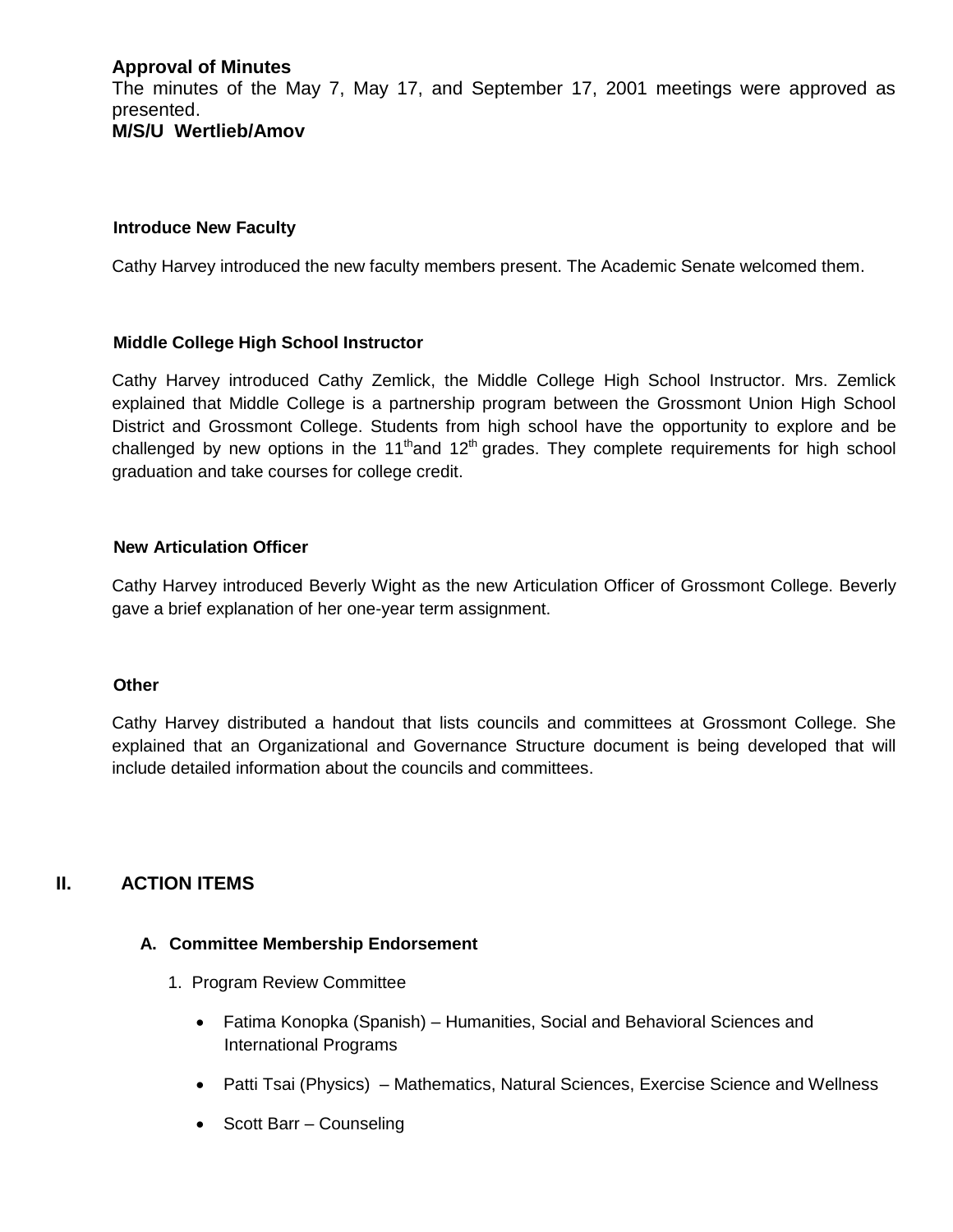**Approval of Minutes**

The minutes of the May 7, May 17, and September 17, 2001 meetings were approved as presented.

**M/S/U Wertlieb/Amov**

**Introduce New Faculty**

Cathy Harvey introduced the new faculty members present. The Academic Senate welcomed them.

**Middle College High School Instructor**

Cathy Harvey introduced Cathy Zemlick, the Middle College High School Instructor. Mrs. Zemlick explained that Middle College is a partnership program between the Grossmont Union High School District and Grossmont College. Students from high school have the opportunity to explore and be challenged by new options in the 11th and 12th grades. They complete requirements for high school graduation and take courses for college credit.

**New Articulation Officer**

Cathy Harvey introduced Beverly Wight as the new Articulation Officer of Grossmont College. Beverly gave a brief explanation of her one-year term assignment.

**Other**

Cathy Harvey distributed a handout that lists councils and committees at Grossmont College. She explained that an Organizational and Governance Structure document is being developed that will include detailed information about the councils and committees.

## II. ACTION ITEMS

### A. Committee Membership Endorsement

1. Program Review Committee

   - Fatima Konopka (Spanish) – Humanities, Social and Behavioral Sciences and International Programs
   - Patti Tsai (Physics) – Mathematics, Natural Sciences, Exercise Science and Wellness
   - Scott Barr – Counseling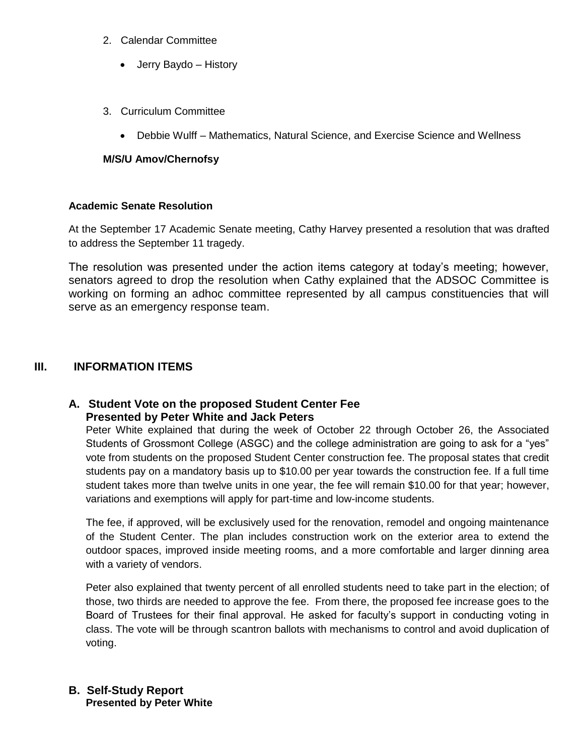2. Calendar Committee

    - Jerry Baydo – History

3. Curriculum Committee

    - Debbie Wulff – Mathematics, Natural Science, and Exercise Science and Wellness

**M/S/U Amov/Chernofsy**

**Academic Senate Resolution**

At the September 17 Academic Senate meeting, Cathy Harvey presented a resolution that was drafted to address the September 11 tragedy.

The resolution was presented under the action items category at today's meeting; however, senators agreed to drop the resolution when Cathy explained that the ADSOC Committee is working on forming an adhoc committee represented by all campus constituencies that will serve as an emergency response team.

## III. INFORMATION ITEMS

### A. Student Vote on the proposed Student Center Fee
**Presented by Peter White and Jack Peters**

Peter White explained that during the week of October 22 through October 26, the Associated Students of Grossmont College (ASGC) and the college administration are going to ask for a "yes" vote from students on the proposed Student Center construction fee. The proposal states that credit students pay on a mandatory basis up to $10.00 per year towards the construction fee. If a full time student takes more than twelve units in one year, the fee will remain $10.00 for that year; however, variations and exemptions will apply for part-time and low-income students.

The fee, if approved, will be exclusively used for the renovation, remodel and ongoing maintenance of the Student Center. The plan includes construction work on the exterior area to extend the outdoor spaces, improved inside meeting rooms, and a more comfortable and larger dinning area with a variety of vendors.

Peter also explained that twenty percent of all enrolled students need to take part in the election; of those, two thirds are needed to approve the fee. From there, the proposed fee increase goes to the Board of Trustees for their final approval. He asked for faculty's support in conducting voting in class. The vote will be through scantron ballots with mechanisms to control and avoid duplication of voting.

### B. Self-Study Report
**Presented by Peter White**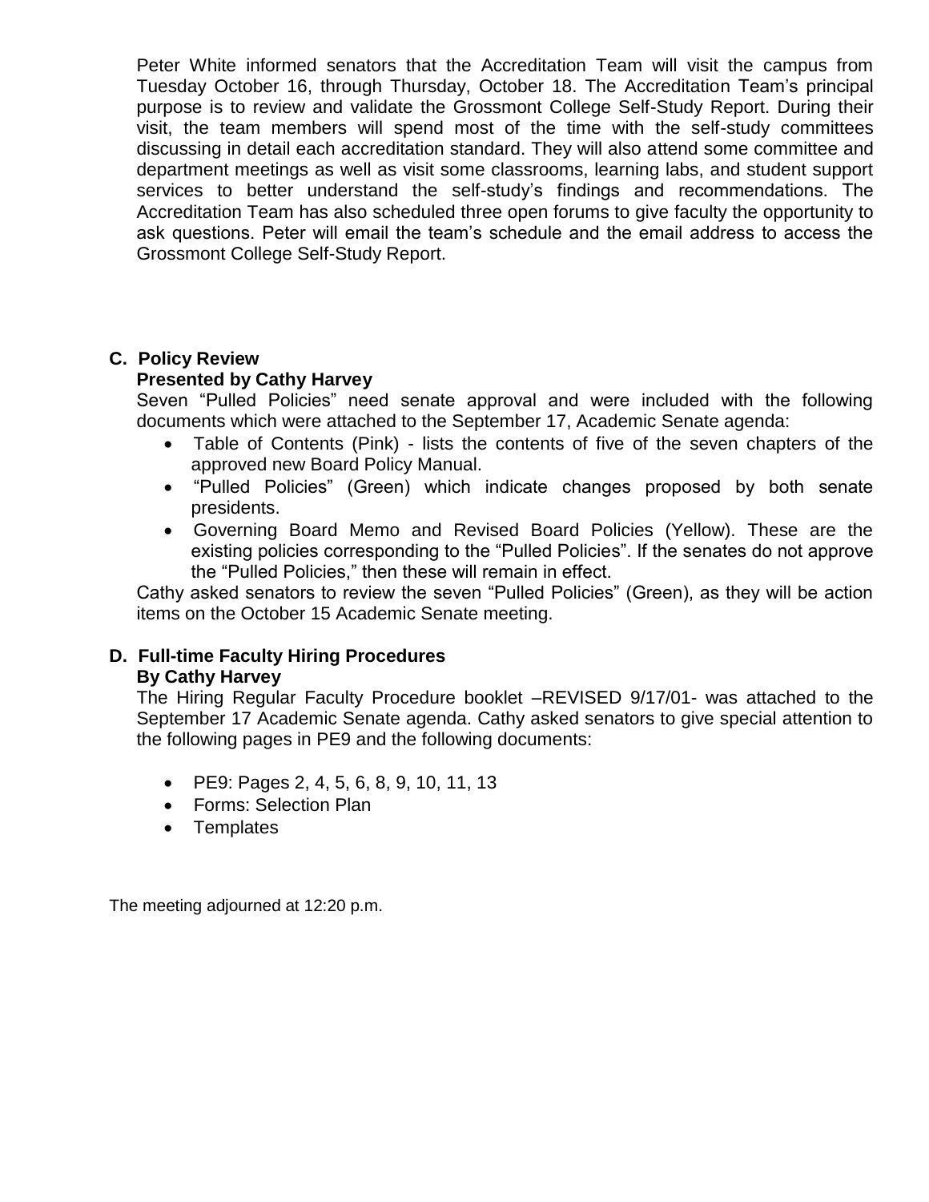Peter White informed senators that the Accreditation Team will visit the campus from Tuesday October 16, through Thursday, October 18. The Accreditation Team's principal purpose is to review and validate the Grossmont College Self-Study Report. During their visit, the team members will spend most of the time with the self-study committees discussing in detail each accreditation standard. They will also attend some committee and department meetings as well as visit some classrooms, learning labs, and student support services to better understand the self-study's findings and recommendations. The Accreditation Team has also scheduled three open forums to give faculty the opportunity to ask questions. Peter will email the team's schedule and the email address to access the Grossmont College Self-Study Report.

**C. Policy Review**
**Presented by Cathy Harvey**

Seven "Pulled Policies" need senate approval and were included with the following documents which were attached to the September 17, Academic Senate agenda:

- Table of Contents (Pink) - lists the contents of five of the seven chapters of the approved new Board Policy Manual.
- "Pulled Policies" (Green) which indicate changes proposed by both senate presidents.
- Governing Board Memo and Revised Board Policies (Yellow). These are the existing policies corresponding to the "Pulled Policies". If the senates do not approve the "Pulled Policies," then these will remain in effect.

Cathy asked senators to review the seven "Pulled Policies" (Green), as they will be action items on the October 15 Academic Senate meeting.

**D. Full-time Faculty Hiring Procedures**
**By Cathy Harvey**

The Hiring Regular Faculty Procedure booklet –REVISED 9/17/01- was attached to the September 17 Academic Senate agenda. Cathy asked senators to give special attention to the following pages in PE9 and the following documents:

- PE9: Pages 2, 4, 5, 6, 8, 9, 10, 11, 13
- Forms: Selection Plan
- Templates

The meeting adjourned at 12:20 p.m.